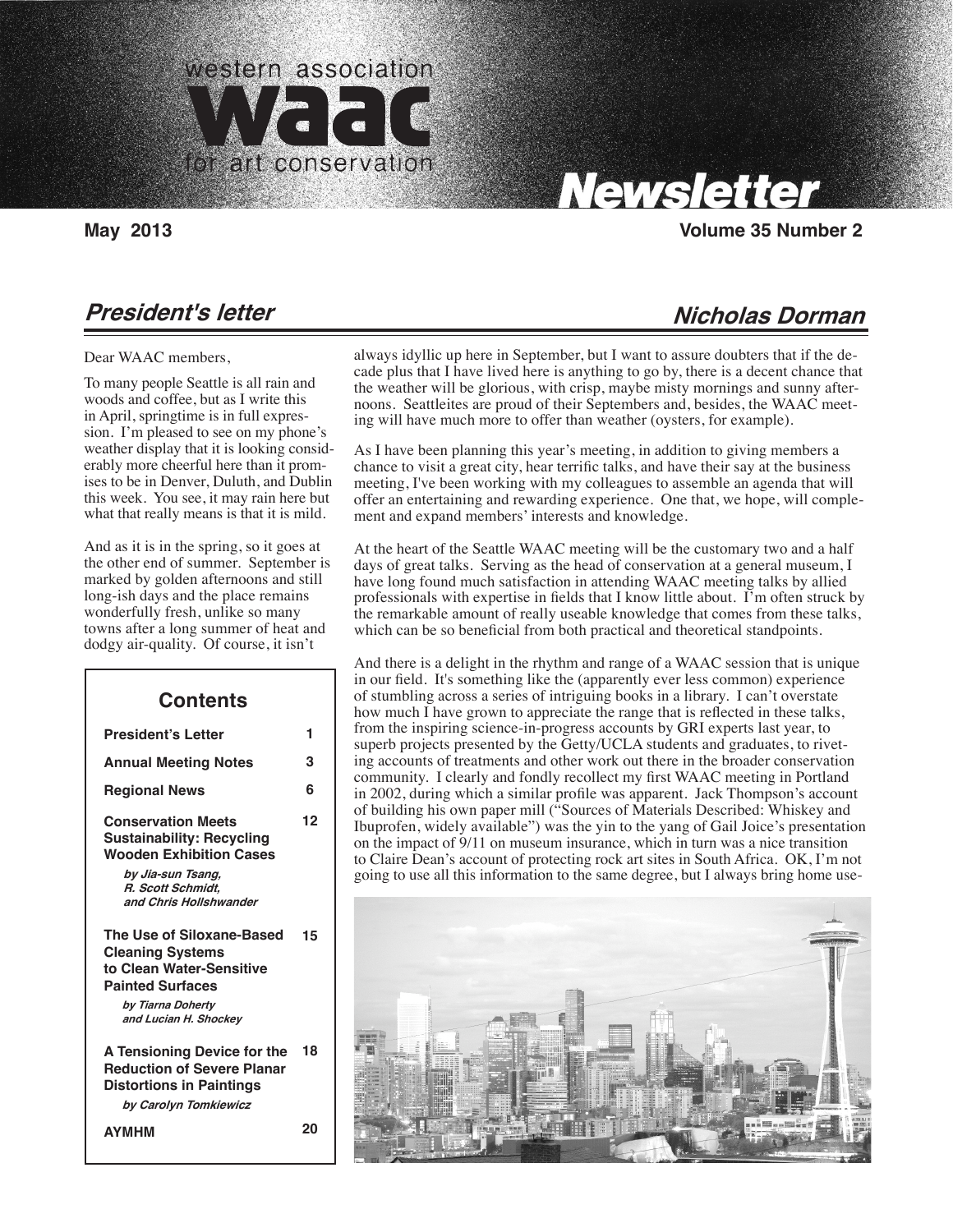# western association waac for art conservation

# Newsletter

**May 2013** **Volume 35 Number 2**

## *President's letter* — *Nicholas Dorman*

Dear WAAC members,

To many people Seattle is all rain and woods and coffee, but as I write this in April, springtime is in full expression. I'm pleased to see on my phone's weather display that it is looking considerably more cheerful here than it promises to be in Denver, Duluth, and Dublin this week. You see, it may rain here but what that really means is that it is mild.

And as it is in the spring, so it goes at the other end of summer. September is marked by golden afternoons and still long-ish days and the place remains wonderfully fresh, unlike so many towns after a long summer of heat and dodgy air-quality. Of course, it isn't always idyllic up here in September, but I want to assure doubters that if the decade plus that I have lived here is anything to go by, there is a decent chance that the weather will be glorious, with crisp, maybe misty mornings and sunny afternoons. Seattleites are proud of their Septembers and, besides, the WAAC meeting will have much more to offer than weather (oysters, for example).

As I have been planning this year's meeting, in addition to giving members a chance to visit a great city, hear terrific talks, and have their say at the business meeting, I've been working with my colleagues to assemble an agenda that will offer an entertaining and rewarding experience. One that, we hope, will complement and expand members' interests and knowledge.

At the heart of the Seattle WAAC meeting will be the customary two and a half days of great talks. Serving as the head of conservation at a general museum, I have long found much satisfaction in attending WAAC meeting talks by allied professionals with expertise in fields that I know little about. I'm often struck by the remarkable amount of really useable knowledge that comes from these talks, which can be so beneficial from both practical and theoretical standpoints.

And there is a delight in the rhythm and range of a WAAC session that is unique in our field. It's something like the (apparently ever less common) experience of stumbling across a series of intriguing books in a library. I can't overstate how much I have grown to appreciate the range that is reflected in these talks, from the inspiring science-in-progress accounts by GRI experts last year, to superb projects presented by the Getty/UCLA students and graduates, to riveting accounts of treatments and other work out there in the broader conservation community. I clearly and fondly recollect my first WAAC meeting in Portland in 2002, during which a similar profile was apparent. Jack Thompson's account of building his own paper mill ("Sources of Materials Described: Whiskey and Ibuprofen, widely available") was the yin to the yang of Gail Joice's presentation on the impact of 9/11 on museum insurance, which in turn was a nice transition to Claire Dean's account of protecting rock art sites in South Africa. OK, I'm not going to use all this information to the same degree, but I always bring home use-

### Contents

| | |
|---|---|
| **President's Letter** | 1 |
| **Annual Meeting Notes** | 3 |
| **Regional News** | 6 |
| **Conservation Meets Sustainability: Recycling Wooden Exhibition Cases** *by Jia-sun Tsang, R. Scott Schmidt, and Chris Hollshwander* | 12 |
| **The Use of Siloxane-Based Cleaning Systems to Clean Water-Sensitive Painted Surfaces** *by Tiarna Doherty and Lucian H. Shockey* | 15 |
| **A Tensioning Device for the Reduction of Severe Planar Distortions in Paintings** *by Carolyn Tomkiewicz* | 18 |
| **AYMHM** | 20 |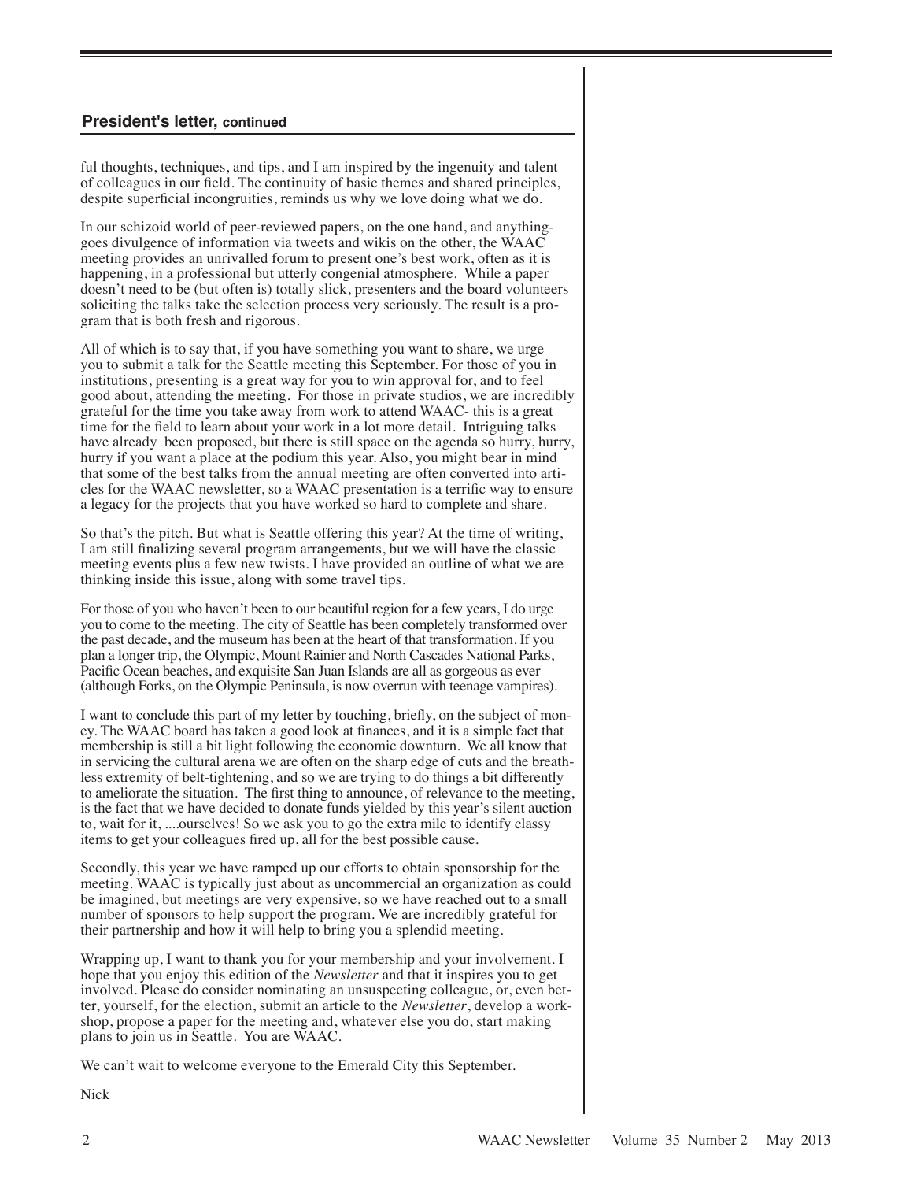## **President's letter, continued**

ful thoughts, techniques, and tips, and I am inspired by the ingenuity and talent of colleagues in our field. The continuity of basic themes and shared principles, despite superficial incongruities, reminds us why we love doing what we do.

In our schizoid world of peer-reviewed papers, on the one hand, and anything-goes divulgence of information via tweets and wikis on the other, the WAAC meeting provides an unrivalled forum to present one's best work, often as it is happening, in a professional but utterly congenial atmosphere. While a paper doesn't need to be (but often is) totally slick, presenters and the board volunteers soliciting the talks take the selection process very seriously. The result is a program that is both fresh and rigorous.

All of which is to say that, if you have something you want to share, we urge you to submit a talk for the Seattle meeting this September. For those of you in institutions, presenting is a great way for you to win approval for, and to feel good about, attending the meeting. For those in private studios, we are incredibly grateful for the time you take away from work to attend WAAC- this is a great time for the field to learn about your work in a lot more detail. Intriguing talks have already been proposed, but there is still space on the agenda so hurry, hurry, hurry if you want a place at the podium this year. Also, you might bear in mind that some of the best talks from the annual meeting are often converted into articles for the WAAC newsletter, so a WAAC presentation is a terrific way to ensure a legacy for the projects that you have worked so hard to complete and share.

So that's the pitch. But what is Seattle offering this year? At the time of writing, I am still finalizing several program arrangements, but we will have the classic meeting events plus a few new twists. I have provided an outline of what we are thinking inside this issue, along with some travel tips.

For those of you who haven't been to our beautiful region for a few years, I do urge you to come to the meeting. The city of Seattle has been completely transformed over the past decade, and the museum has been at the heart of that transformation. If you plan a longer trip, the Olympic, Mount Rainier and North Cascades National Parks, Pacific Ocean beaches, and exquisite San Juan Islands are all as gorgeous as ever (although Forks, on the Olympic Peninsula, is now overrun with teenage vampires).

I want to conclude this part of my letter by touching, briefly, on the subject of money. The WAAC board has taken a good look at finances, and it is a simple fact that membership is still a bit light following the economic downturn. We all know that in servicing the cultural arena we are often on the sharp edge of cuts and the breathless extremity of belt-tightening, and so we are trying to do things a bit differently to ameliorate the situation. The first thing to announce, of relevance to the meeting, is the fact that we have decided to donate funds yielded by this year's silent auction to, wait for it, ....ourselves! So we ask you to go the extra mile to identify classy items to get your colleagues fired up, all for the best possible cause.

Secondly, this year we have ramped up our efforts to obtain sponsorship for the meeting. WAAC is typically just about as uncommercial an organization as could be imagined, but meetings are very expensive, so we have reached out to a small number of sponsors to help support the program. We are incredibly grateful for their partnership and how it will help to bring you a splendid meeting.

Wrapping up, I want to thank you for your membership and your involvement. I hope that you enjoy this edition of the *Newsletter* and that it inspires you to get involved. Please do consider nominating an unsuspecting colleague, or, even better, yourself, for the election, submit an article to the *Newsletter*, develop a workshop, propose a paper for the meeting and, whatever else you do, start making plans to join us in Seattle. You are WAAC.

We can't wait to welcome everyone to the Emerald City this September.

Nick